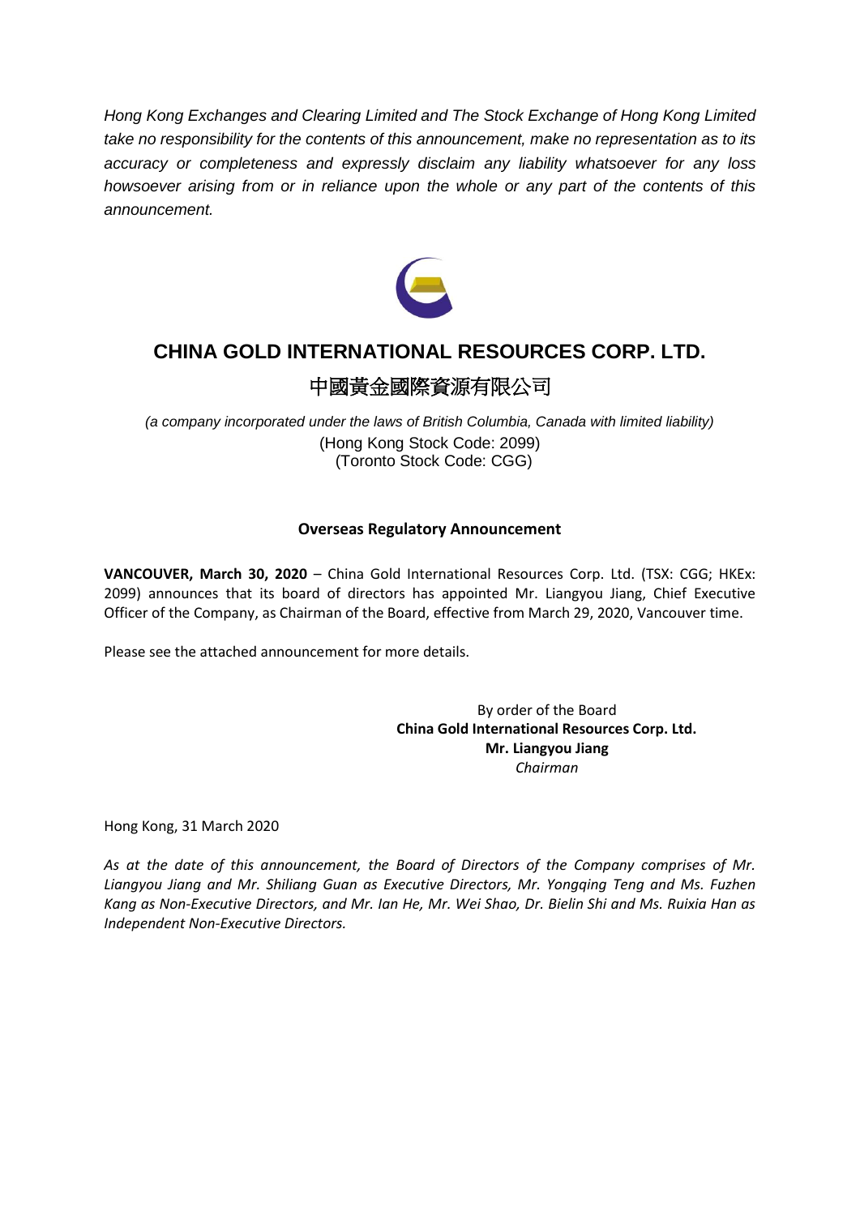*Hong Kong Exchanges and Clearing Limited and The Stock Exchange of Hong Kong Limited take no responsibility for the contents of this announcement, make no representation as to its accuracy or completeness and expressly disclaim any liability whatsoever for any loss howsoever arising from or in reliance upon the whole or any part of the contents of this announcement.*

# CHINA GOLD INTERNATIONAL RESOURCES CORP. LTD.

# 中國黃金國際資源有限公司

*(a company incorporated under the laws of British Columbia, Canada with limited liability)*
(Hong Kong Stock Code: 2099)
(Toronto Stock Code: CGG)

## Overseas Regulatory Announcement

**VANCOUVER, March 30, 2020** – China Gold International Resources Corp. Ltd. (TSX: CGG; HKEx: 2099) announces that its board of directors has appointed Mr. Liangyou Jiang, Chief Executive Officer of the Company, as Chairman of the Board, effective from March 29, 2020, Vancouver time.

Please see the attached announcement for more details.

By order of the Board
**China Gold International Resources Corp. Ltd.**
**Mr. Liangyou Jiang**
*Chairman*

Hong Kong, 31 March 2020

*As at the date of this announcement, the Board of Directors of the Company comprises of Mr. Liangyou Jiang and Mr. Shiliang Guan as Executive Directors, Mr. Yongqing Teng and Ms. Fuzhen Kang as Non-Executive Directors, and Mr. Ian He, Mr. Wei Shao, Dr. Bielin Shi and Ms. Ruixia Han as Independent Non-Executive Directors.*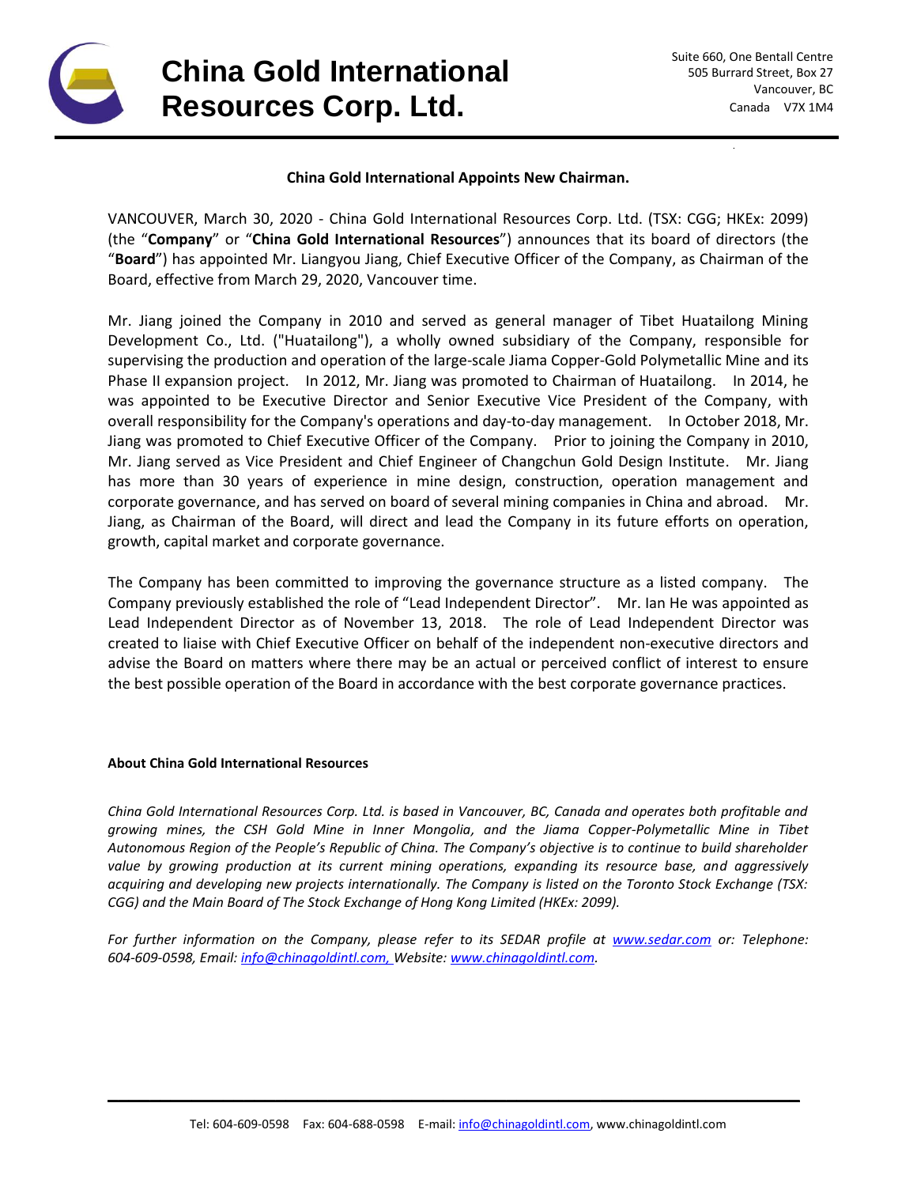# China Gold International Resources Corp. Ltd.

Suite 660, One Bentall Centre
505 Burrard Street, Box 27
Vancouver, BC
Canada V7X 1M4

**China Gold International Appoints New Chairman.**

VANCOUVER, March 30, 2020 - China Gold International Resources Corp. Ltd. (TSX: CGG; HKEx: 2099) (the "**Company**" or "**China Gold International Resources**") announces that its board of directors (the "**Board**") has appointed Mr. Liangyou Jiang, Chief Executive Officer of the Company, as Chairman of the Board, effective from March 29, 2020, Vancouver time.

Mr. Jiang joined the Company in 2010 and served as general manager of Tibet Huatailong Mining Development Co., Ltd. ("Huatailong"), a wholly owned subsidiary of the Company, responsible for supervising the production and operation of the large-scale Jiama Copper-Gold Polymetallic Mine and its Phase II expansion project. In 2012, Mr. Jiang was promoted to Chairman of Huatailong. In 2014, he was appointed to be Executive Director and Senior Executive Vice President of the Company, with overall responsibility for the Company's operations and day-to-day management. In October 2018, Mr. Jiang was promoted to Chief Executive Officer of the Company. Prior to joining the Company in 2010, Mr. Jiang served as Vice President and Chief Engineer of Changchun Gold Design Institute. Mr. Jiang has more than 30 years of experience in mine design, construction, operation management and corporate governance, and has served on board of several mining companies in China and abroad. Mr. Jiang, as Chairman of the Board, will direct and lead the Company in its future efforts on operation, growth, capital market and corporate governance.

The Company has been committed to improving the governance structure as a listed company. The Company previously established the role of "Lead Independent Director". Mr. Ian He was appointed as Lead Independent Director as of November 13, 2018. The role of Lead Independent Director was created to liaise with Chief Executive Officer on behalf of the independent non-executive directors and advise the Board on matters where there may be an actual or perceived conflict of interest to ensure the best possible operation of the Board in accordance with the best corporate governance practices.

**About China Gold International Resources**

*China Gold International Resources Corp. Ltd. is based in Vancouver, BC, Canada and operates both profitable and growing mines, the CSH Gold Mine in Inner Mongolia, and the Jiama Copper-Polymetallic Mine in Tibet Autonomous Region of the People's Republic of China. The Company's objective is to continue to build shareholder value by growing production at its current mining operations, expanding its resource base, and aggressively acquiring and developing new projects internationally. The Company is listed on the Toronto Stock Exchange (TSX: CGG) and the Main Board of The Stock Exchange of Hong Kong Limited (HKEx: 2099).*

*For further information on the Company, please refer to its SEDAR profile at www.sedar.com or: Telephone: 604-609-0598, Email: info@chinagoldintl.com, Website: www.chinagoldintl.com.*

Tel: 604-609-0598 Fax: 604-688-0598 E-mail: info@chinagoldintl.com, www.chinagoldintl.com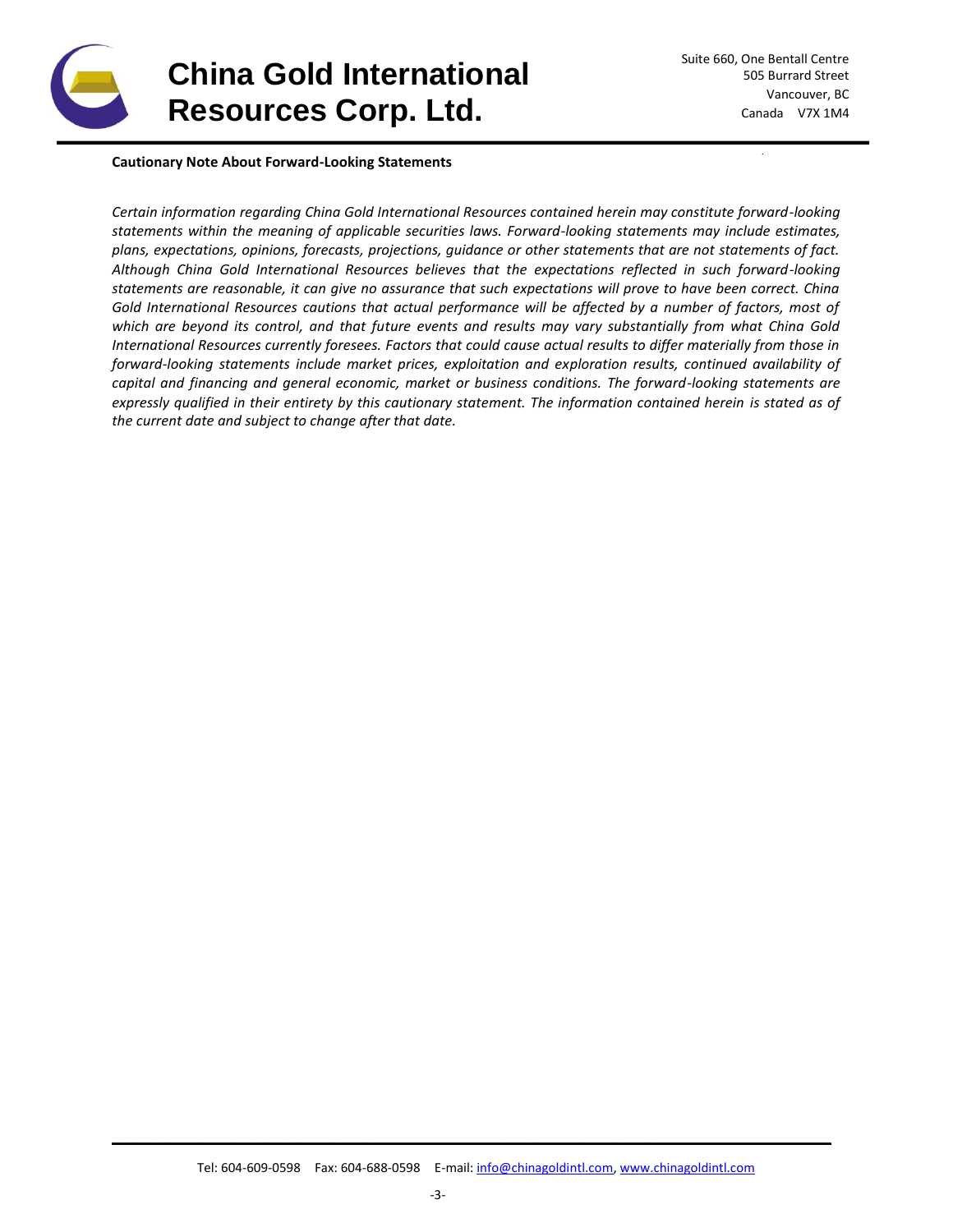**Cautionary Note About Forward-Looking Statements**

*Certain information regarding China Gold International Resources contained herein may constitute forward-looking statements within the meaning of applicable securities laws. Forward-looking statements may include estimates, plans, expectations, opinions, forecasts, projections, guidance or other statements that are not statements of fact. Although China Gold International Resources believes that the expectations reflected in such forward-looking statements are reasonable, it can give no assurance that such expectations will prove to have been correct. China Gold International Resources cautions that actual performance will be affected by a number of factors, most of which are beyond its control, and that future events and results may vary substantially from what China Gold International Resources currently foresees. Factors that could cause actual results to differ materially from those in forward-looking statements include market prices, exploitation and exploration results, continued availability of capital and financing and general economic, market or business conditions. The forward-looking statements are expressly qualified in their entirety by this cautionary statement. The information contained herein is stated as of the current date and subject to change after that date.*